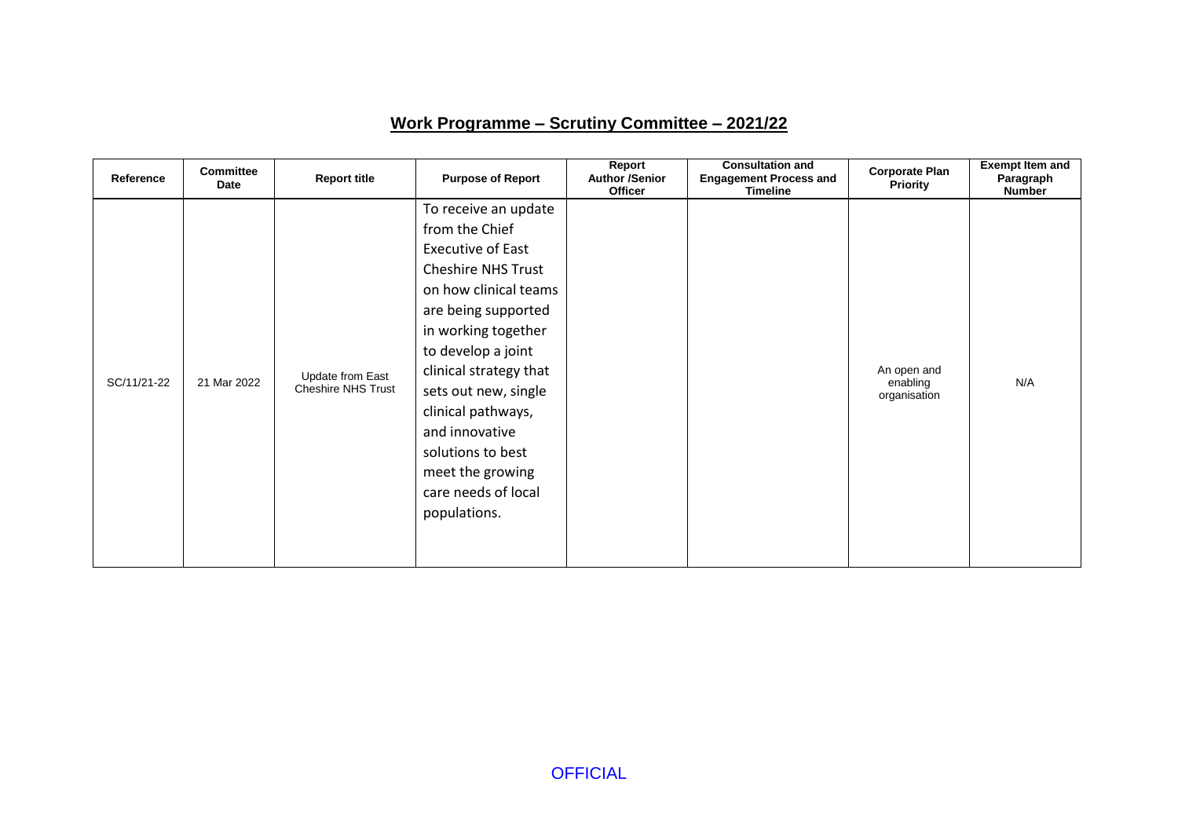## Work Programme – Scrutiny Committee – 2021/22

| Reference | Committee Date | Report title | Purpose of Report | Report Author /Senior Officer | Consultation and Engagement Process and Timeline | Corporate Plan Priority | Exempt Item and Paragraph Number |
|---|---|---|---|---|---|---|---|
| SC/11/21-22 | 21 Mar 2022 | Update from East Cheshire NHS Trust | To receive an update from the Chief Executive of East Cheshire NHS Trust on how clinical teams are being supported in working together to develop a joint clinical strategy that sets out new, single clinical pathways, and innovative solutions to best meet the growing care needs of local populations. | | | An open and enabling organisation | N/A |

OFFICIAL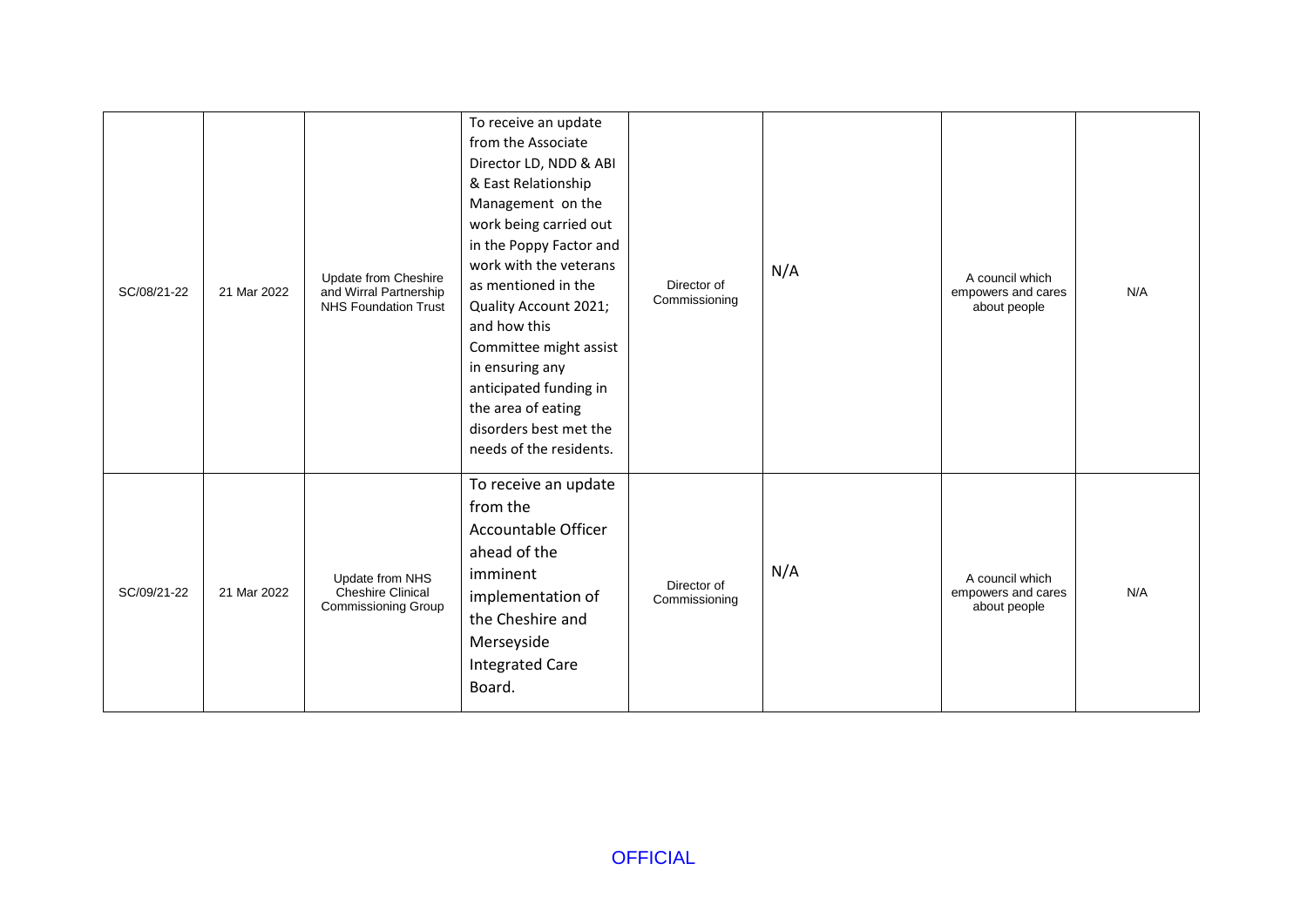| | | | | | | | |
|---|---|---|---|---|---|---|---|
| SC/08/21-22 | 21 Mar 2022 | Update from Cheshire and Wirral Partnership NHS Foundation Trust | To receive an update from the Associate Director LD, NDD & ABI & East Relationship Management on the work being carried out in the Poppy Factor and work with the veterans as mentioned in the Quality Account 2021; and how this Committee might assist in ensuring any anticipated funding in the area of eating disorders best met the needs of the residents. | Director of Commissioning | N/A | A council which empowers and cares about people | N/A |
| SC/09/21-22 | 21 Mar 2022 | Update from NHS Cheshire Clinical Commissioning Group | To receive an update from the Accountable Officer ahead of the imminent implementation of the Cheshire and Merseyside Integrated Care Board. | Director of Commissioning | N/A | A council which empowers and cares about people | N/A |

OFFICIAL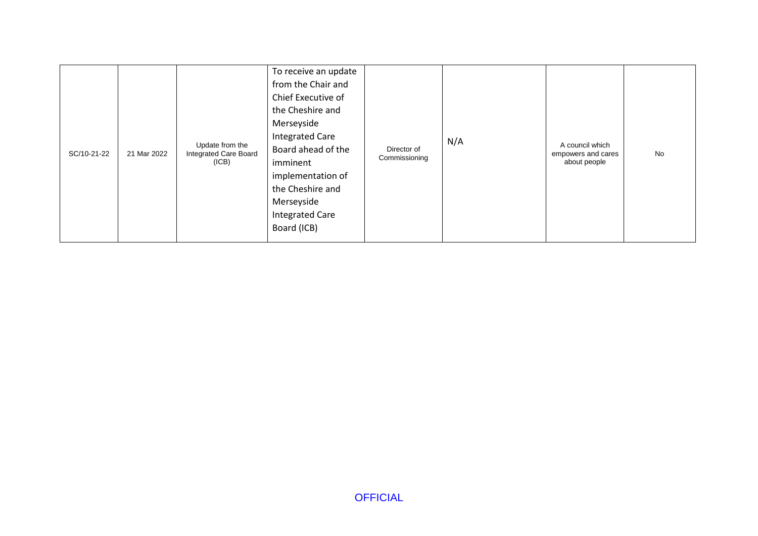| | | | | | | | |
|---|---|---|---|---|---|---|---|
| SC/10-21-22 | 21 Mar 2022 | Update from the Integrated Care Board (ICB) | To receive an update from the Chair and Chief Executive of the Cheshire and Merseyside Integrated Care Board ahead of the imminent implementation of the Cheshire and Merseyside Integrated Care Board (ICB) | Director of Commissioning | N/A | A council which empowers and cares about people | No |

OFFICIAL